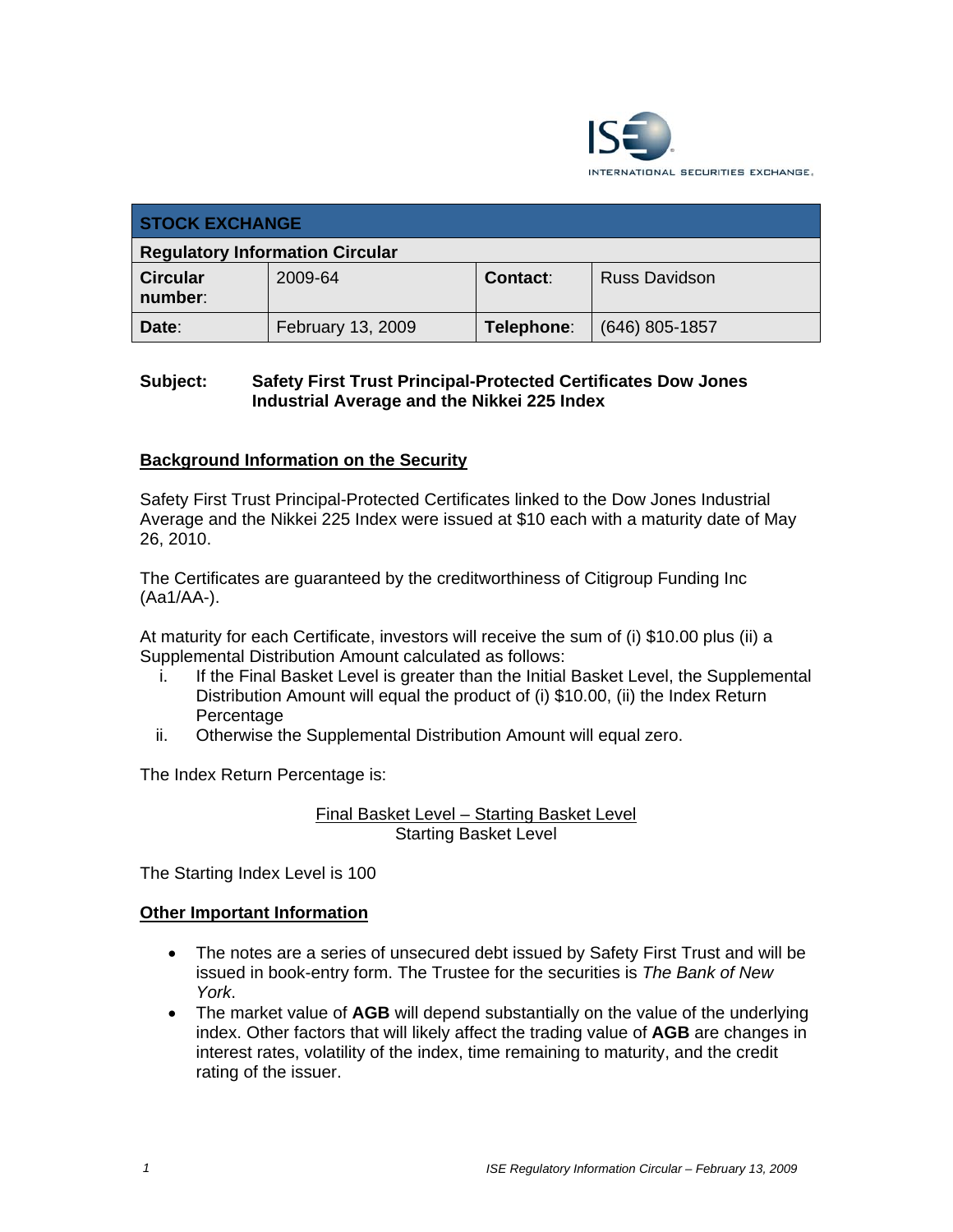# STOCK EXCHANGE

## Regulatory Information Circular

| Circular number: | 2009-64 | Contact: | Russ Davidson |
|---|---|---|---|
| Date: | February 13, 2009 | Telephone: | (646) 805-1857 |

**Subject:** **Safety First Trust Principal-Protected Certificates Dow Jones Industrial Average and the Nikkei 225 Index**

## Background Information on the Security

Safety First Trust Principal-Protected Certificates linked to the Dow Jones Industrial Average and the Nikkei 225 Index were issued at $10 each with a maturity date of May 26, 2010.

The Certificates are guaranteed by the creditworthiness of Citigroup Funding Inc (Aa1/AA-).

At maturity for each Certificate, investors will receive the sum of (i) $10.00 plus (ii) a Supplemental Distribution Amount calculated as follows:

i. If the Final Basket Level is greater than the Initial Basket Level, the Supplemental Distribution Amount will equal the product of (i) $10.00, (ii) the Index Return Percentage
ii. Otherwise the Supplemental Distribution Amount will equal zero.

The Index Return Percentage is:

$$\frac{\text{Final Basket Level} - \text{Starting Basket Level}}{\text{Starting Basket Level}}$$

The Starting Index Level is 100

## Other Important Information

- The notes are a series of unsecured debt issued by Safety First Trust and will be issued in book-entry form. The Trustee for the securities is *The Bank of New York*.
- The market value of **AGB** will depend substantially on the value of the underlying index. Other factors that will likely affect the trading value of **AGB** are changes in interest rates, volatility of the index, time remaining to maturity, and the credit rating of the issuer.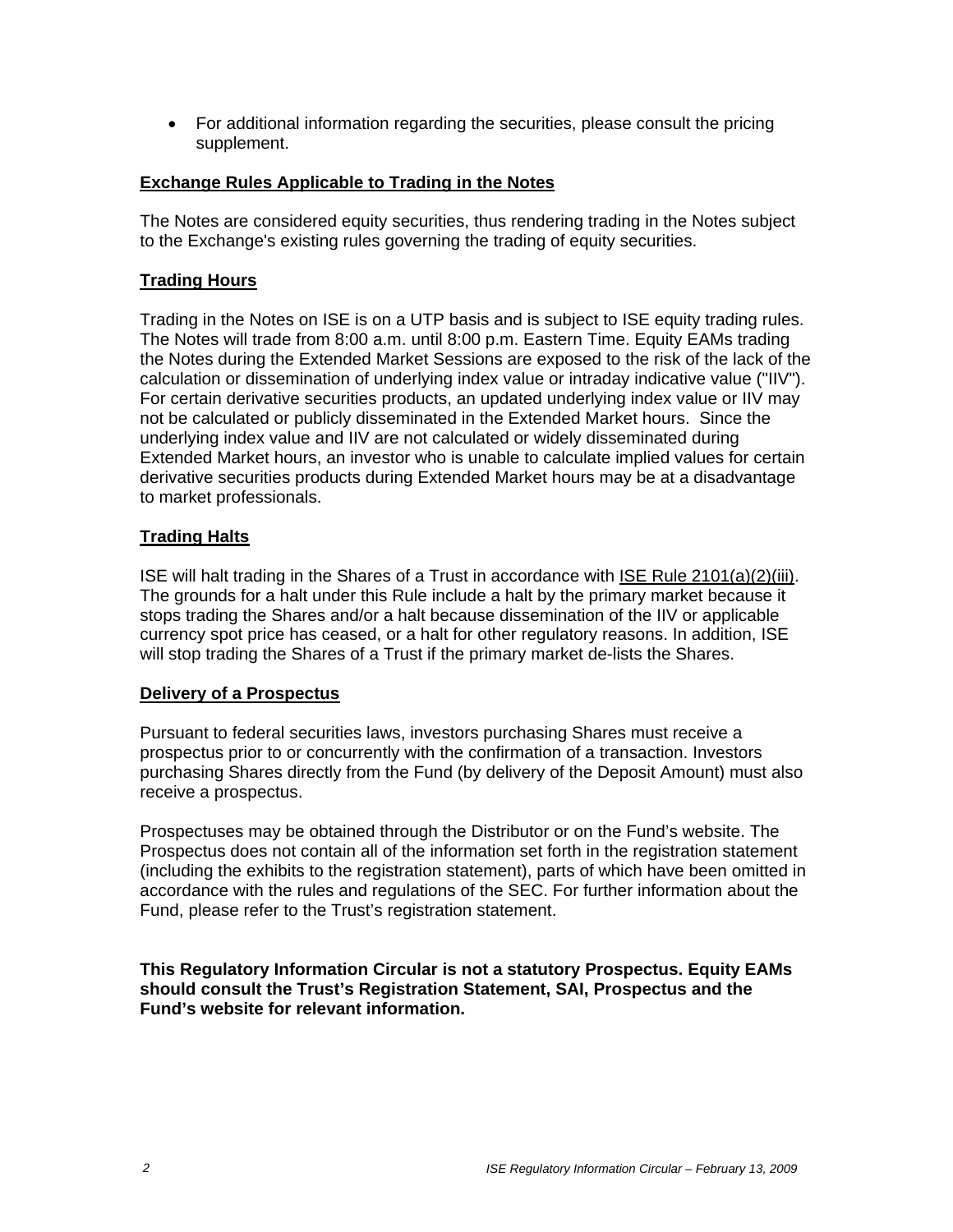- For additional information regarding the securities, please consult the pricing supplement.

**Exchange Rules Applicable to Trading in the Notes**

The Notes are considered equity securities, thus rendering trading in the Notes subject to the Exchange's existing rules governing the trading of equity securities.

**Trading Hours**

Trading in the Notes on ISE is on a UTP basis and is subject to ISE equity trading rules. The Notes will trade from 8:00 a.m. until 8:00 p.m. Eastern Time. Equity EAMs trading the Notes during the Extended Market Sessions are exposed to the risk of the lack of the calculation or dissemination of underlying index value or intraday indicative value ("IIV"). For certain derivative securities products, an updated underlying index value or IIV may not be calculated or publicly disseminated in the Extended Market hours. Since the underlying index value and IIV are not calculated or widely disseminated during Extended Market hours, an investor who is unable to calculate implied values for certain derivative securities products during Extended Market hours may be at a disadvantage to market professionals.

**Trading Halts**

ISE will halt trading in the Shares of a Trust in accordance with ISE Rule 2101(a)(2)(iii). The grounds for a halt under this Rule include a halt by the primary market because it stops trading the Shares and/or a halt because dissemination of the IIV or applicable currency spot price has ceased, or a halt for other regulatory reasons. In addition, ISE will stop trading the Shares of a Trust if the primary market de-lists the Shares.

**Delivery of a Prospectus**

Pursuant to federal securities laws, investors purchasing Shares must receive a prospectus prior to or concurrently with the confirmation of a transaction. Investors purchasing Shares directly from the Fund (by delivery of the Deposit Amount) must also receive a prospectus.

Prospectuses may be obtained through the Distributor or on the Fund's website. The Prospectus does not contain all of the information set forth in the registration statement (including the exhibits to the registration statement), parts of which have been omitted in accordance with the rules and regulations of the SEC. For further information about the Fund, please refer to the Trust's registration statement.

**This Regulatory Information Circular is not a statutory Prospectus. Equity EAMs should consult the Trust's Registration Statement, SAI, Prospectus and the Fund's website for relevant information.**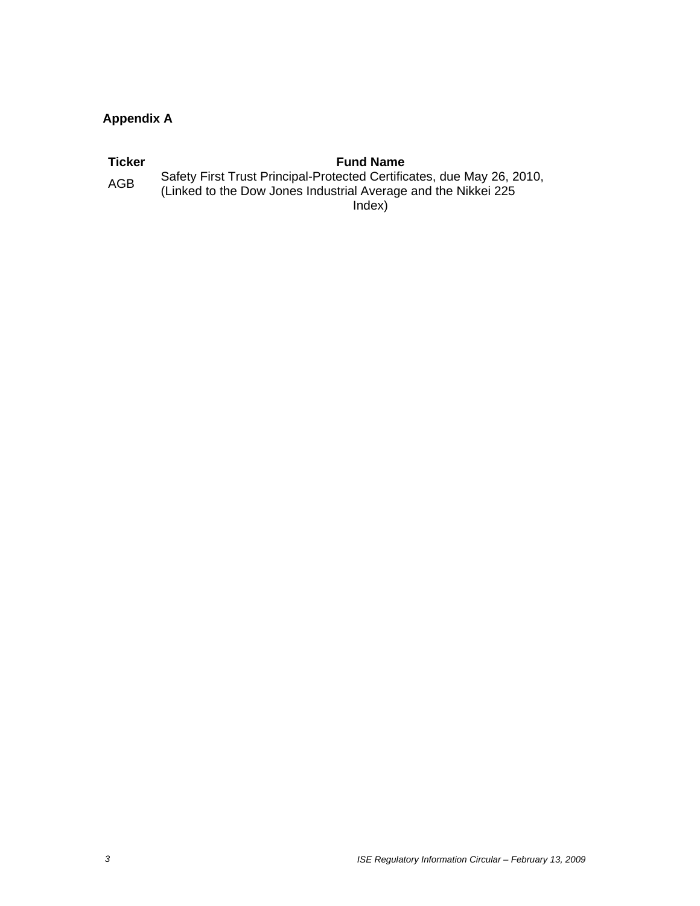**Appendix A**

| Ticker | Fund Name |
|---|---|
| AGB | Safety First Trust Principal-Protected Certificates, due May 26, 2010, (Linked to the Dow Jones Industrial Average and the Nikkei 225 Index) |